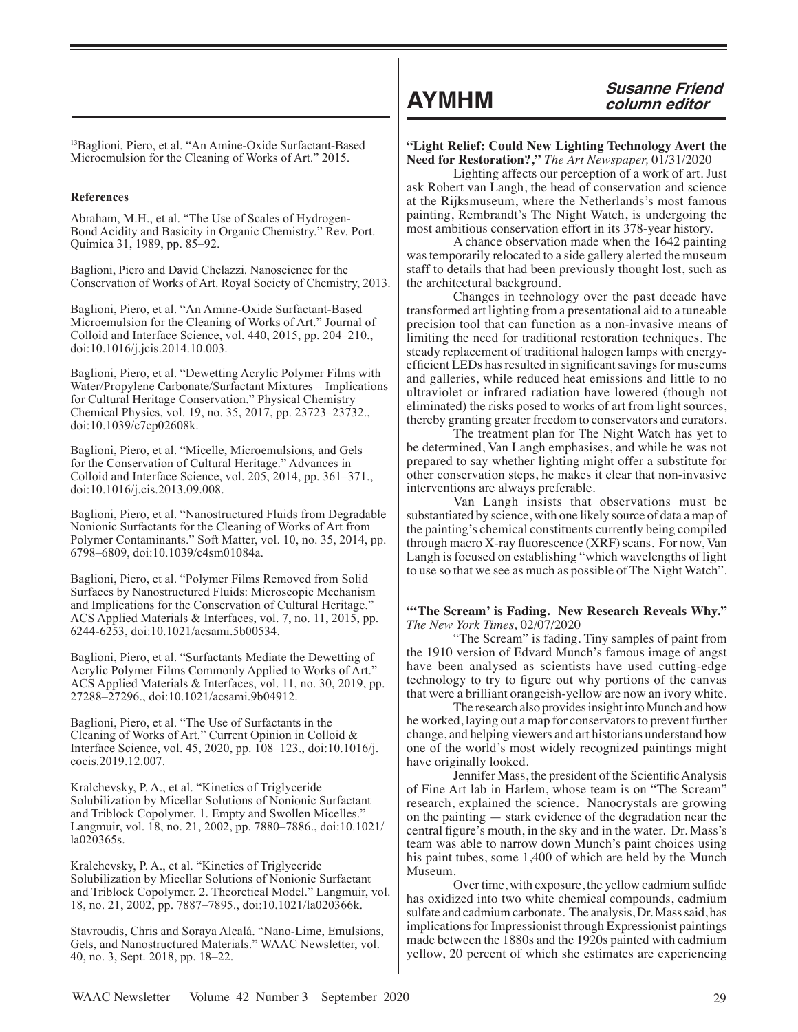[13]Baglioni, Piero, et al. "An Amine-Oxide Surfactant-Based Microemulsion for the Cleaning of Works of Art." 2015.

**References**

Abraham, M.H., et al. "The Use of Scales of Hydrogen-Bond Acidity and Basicity in Organic Chemistry." Rev. Port. Química 31, 1989, pp. 85–92.

Baglioni, Piero and David Chelazzi. Nanoscience for the Conservation of Works of Art. Royal Society of Chemistry, 2013.

Baglioni, Piero, et al. "An Amine-Oxide Surfactant-Based Microemulsion for the Cleaning of Works of Art." Journal of Colloid and Interface Science, vol. 440, 2015, pp. 204–210., doi:10.1016/j.jcis.2014.10.003.

Baglioni, Piero, et al. "Dewetting Acrylic Polymer Films with Water/Propylene Carbonate/Surfactant Mixtures – Implications for Cultural Heritage Conservation." Physical Chemistry Chemical Physics, vol. 19, no. 35, 2017, pp. 23723–23732., doi:10.1039/c7cp02608k.

Baglioni, Piero, et al. "Micelle, Microemulsions, and Gels for the Conservation of Cultural Heritage." Advances in Colloid and Interface Science, vol. 205, 2014, pp. 361–371., doi:10.1016/j.cis.2013.09.008.

Baglioni, Piero, et al. "Nanostructured Fluids from Degradable Nonionic Surfactants for the Cleaning of Works of Art from Polymer Contaminants." Soft Matter, vol. 10, no. 35, 2014, pp. 6798–6809, doi:10.1039/c4sm01084a.

Baglioni, Piero, et al. "Polymer Films Removed from Solid Surfaces by Nanostructured Fluids: Microscopic Mechanism and Implications for the Conservation of Cultural Heritage." ACS Applied Materials & Interfaces, vol. 7, no. 11, 2015, pp. 6244-6253, doi:10.1021/acsami.5b00534.

Baglioni, Piero, et al. "Surfactants Mediate the Dewetting of Acrylic Polymer Films Commonly Applied to Works of Art." ACS Applied Materials & Interfaces, vol. 11, no. 30, 2019, pp. 27288–27296., doi:10.1021/acsami.9b04912.

Baglioni, Piero, et al. "The Use of Surfactants in the Cleaning of Works of Art." Current Opinion in Colloid & Interface Science, vol. 45, 2020, pp. 108–123., doi:10.1016/j.cocis.2019.12.007.

Kralchevsky, P. A., et al. "Kinetics of Triglyceride Solubilization by Micellar Solutions of Nonionic Surfactant and Triblock Copolymer. 1. Empty and Swollen Micelles." Langmuir, vol. 18, no. 21, 2002, pp. 7880–7886., doi:10.1021/la020365s.

Kralchevsky, P. A., et al. "Kinetics of Triglyceride Solubilization by Micellar Solutions of Nonionic Surfactant and Triblock Copolymer. 2. Theoretical Model." Langmuir, vol. 18, no. 21, 2002, pp. 7887–7895., doi:10.1021/la020366k.

Stavroudis, Chris and Soraya Alcalá. "Nano-Lime, Emulsions, Gels, and Nanostructured Materials." WAAC Newsletter, vol. 40, no. 3, Sept. 2018, pp. 18–22.

# AYMHM

***Susanne Friend column editor***

**"Light Relief: Could New Lighting Technology Avert the Need for Restoration?,"** *The Art Newspaper,* 01/31/2020

Lighting affects our perception of a work of art. Just ask Robert van Langh, the head of conservation and science at the Rijksmuseum, where the Netherlands's most famous painting, Rembrandt's The Night Watch, is undergoing the most ambitious conservation effort in its 378-year history.

A chance observation made when the 1642 painting was temporarily relocated to a side gallery alerted the museum staff to details that had been previously thought lost, such as the architectural background.

Changes in technology over the past decade have transformed art lighting from a presentational aid to a tuneable precision tool that can function as a non-invasive means of limiting the need for traditional restoration techniques. The steady replacement of traditional halogen lamps with energy-efficient LEDs has resulted in significant savings for museums and galleries, while reduced heat emissions and little to no ultraviolet or infrared radiation have lowered (though not eliminated) the risks posed to works of art from light sources, thereby granting greater freedom to conservators and curators.

The treatment plan for The Night Watch has yet to be determined, Van Langh emphasises, and while he was not prepared to say whether lighting might offer a substitute for other conservation steps, he makes it clear that non-invasive interventions are always preferable.

Van Langh insists that observations must be substantiated by science, with one likely source of data a map of the painting's chemical constituents currently being compiled through macro X-ray fluorescence (XRF) scans. For now, Van Langh is focused on establishing "which wavelengths of light to use so that we see as much as possible of The Night Watch".

**"'The Scream' is Fading. New Research Reveals Why."** *The New York Times,* 02/07/2020

"The Scream" is fading. Tiny samples of paint from the 1910 version of Edvard Munch's famous image of angst have been analysed as scientists have used cutting-edge technology to try to figure out why portions of the canvas that were a brilliant orangeish-yellow are now an ivory white.

The research also provides insight into Munch and how he worked, laying out a map for conservators to prevent further change, and helping viewers and art historians understand how one of the world's most widely recognized paintings might have originally looked.

Jennifer Mass, the president of the Scientific Analysis of Fine Art lab in Harlem, whose team is on "The Scream" research, explained the science. Nanocrystals are growing on the painting — stark evidence of the degradation near the central figure's mouth, in the sky and in the water. Dr. Mass's team was able to narrow down Munch's paint choices using his paint tubes, some 1,400 of which are held by the Munch Museum.

Over time, with exposure, the yellow cadmium sulfide has oxidized into two white chemical compounds, cadmium sulfate and cadmium carbonate. The analysis, Dr. Mass said, has implications for Impressionist through Expressionist paintings made between the 1880s and the 1920s painted with cadmium yellow, 20 percent of which she estimates are experiencing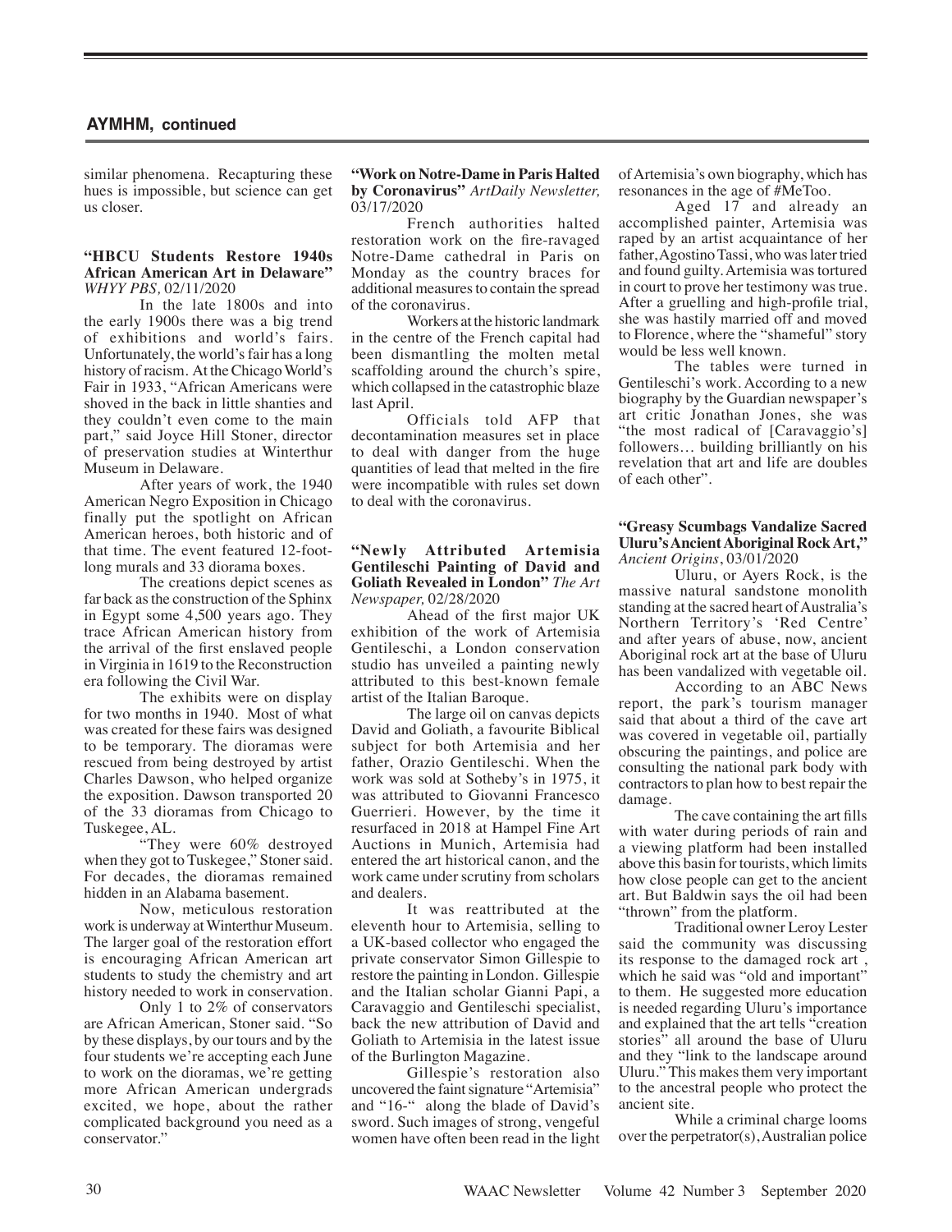## AYMHM, continued

similar phenomena. Recapturing these hues is impossible, but science can get us closer.

**"HBCU Students Restore 1940s African American Art in Delaware"** *WHYY PBS,* 02/11/2020

In the late 1800s and into the early 1900s there was a big trend of exhibitions and world's fairs. Unfortunately, the world's fair has a long history of racism. At the Chicago World's Fair in 1933, "African Americans were shoved in the back in little shanties and they couldn't even come to the main part," said Joyce Hill Stoner, director of preservation studies at Winterthur Museum in Delaware.

After years of work, the 1940 American Negro Exposition in Chicago finally put the spotlight on African American heroes, both historic and of that time. The event featured 12-foot-long murals and 33 diorama boxes.

The creations depict scenes as far back as the construction of the Sphinx in Egypt some 4,500 years ago. They trace African American history from the arrival of the first enslaved people in Virginia in 1619 to the Reconstruction era following the Civil War.

The exhibits were on display for two months in 1940. Most of what was created for these fairs was designed to be temporary. The dioramas were rescued from being destroyed by artist Charles Dawson, who helped organize the exposition. Dawson transported 20 of the 33 dioramas from Chicago to Tuskegee, AL.

"They were 60% destroyed when they got to Tuskegee," Stoner said. For decades, the dioramas remained hidden in an Alabama basement.

Now, meticulous restoration work is underway at Winterthur Museum. The larger goal of the restoration effort is encouraging African American art students to study the chemistry and art history needed to work in conservation.

Only 1 to 2% of conservators are African American, Stoner said. "So by these displays, by our tours and by the four students we're accepting each June to work on the dioramas, we're getting more African American undergrads excited, we hope, about the rather complicated background you need as a conservator."

**"Work on Notre-Dame in Paris Halted by Coronavirus"** *ArtDaily Newsletter,* 03/17/2020

French authorities halted restoration work on the fire-ravaged Notre-Dame cathedral in Paris on Monday as the country braces for additional measures to contain the spread of the coronavirus.

Workers at the historic landmark in the centre of the French capital had been dismantling the molten metal scaffolding around the church's spire, which collapsed in the catastrophic blaze last April.

Officials told AFP that decontamination measures set in place to deal with danger from the huge quantities of lead that melted in the fire were incompatible with rules set down to deal with the coronavirus.

**"Newly Attributed Artemisia Gentileschi Painting of David and Goliath Revealed in London"** *The Art Newspaper,* 02/28/2020

Ahead of the first major UK exhibition of the work of Artemisia Gentileschi, a London conservation studio has unveiled a painting newly attributed to this best-known female artist of the Italian Baroque.

The large oil on canvas depicts David and Goliath, a favourite Biblical subject for both Artemisia and her father, Orazio Gentileschi. When the work was sold at Sotheby's in 1975, it was attributed to Giovanni Francesco Guerrieri. However, by the time it resurfaced in 2018 at Hampel Fine Art Auctions in Munich, Artemisia had entered the art historical canon, and the work came under scrutiny from scholars and dealers.

It was reattributed at the eleventh hour to Artemisia, selling to a UK-based collector who engaged the private conservator Simon Gillespie to restore the painting in London. Gillespie and the Italian scholar Gianni Papi, a Caravaggio and Gentileschi specialist, back the new attribution of David and Goliath to Artemisia in the latest issue of the Burlington Magazine.

Gillespie's restoration also uncovered the faint signature "Artemisia" and "16-" along the blade of David's sword. Such images of strong, vengeful women have often been read in the light of Artemisia's own biography, which has resonances in the age of #MeToo.

Aged 17 and already an accomplished painter, Artemisia was raped by an artist acquaintance of her father, Agostino Tassi, who was later tried and found guilty. Artemisia was tortured in court to prove her testimony was true. After a gruelling and high-profile trial, she was hastily married off and moved to Florence, where the "shameful" story would be less well known.

The tables were turned in Gentileschi's work. According to a new biography by the Guardian newspaper's art critic Jonathan Jones, she was "the most radical of [Caravaggio's] followers… building brilliantly on his revelation that art and life are doubles of each other".

**"Greasy Scumbags Vandalize Sacred Uluru's Ancient Aboriginal Rock Art,"** *Ancient Origins*, 03/01/2020

Uluru, or Ayers Rock, is the massive natural sandstone monolith standing at the sacred heart of Australia's Northern Territory's 'Red Centre' and after years of abuse, now, ancient Aboriginal rock art at the base of Uluru has been vandalized with vegetable oil.

According to an ABC News report, the park's tourism manager said that about a third of the cave art was covered in vegetable oil, partially obscuring the paintings, and police are consulting the national park body with contractors to plan how to best repair the damage.

The cave containing the art fills with water during periods of rain and a viewing platform had been installed above this basin for tourists, which limits how close people can get to the ancient art. But Baldwin says the oil had been "thrown" from the platform.

Traditional owner Leroy Lester said the community was discussing its response to the damaged rock art , which he said was "old and important" to them. He suggested more education is needed regarding Uluru's importance and explained that the art tells "creation stories" all around the base of Uluru and they "link to the landscape around Uluru." This makes them very important to the ancestral people who protect the ancient site.

While a criminal charge looms over the perpetrator(s), Australian police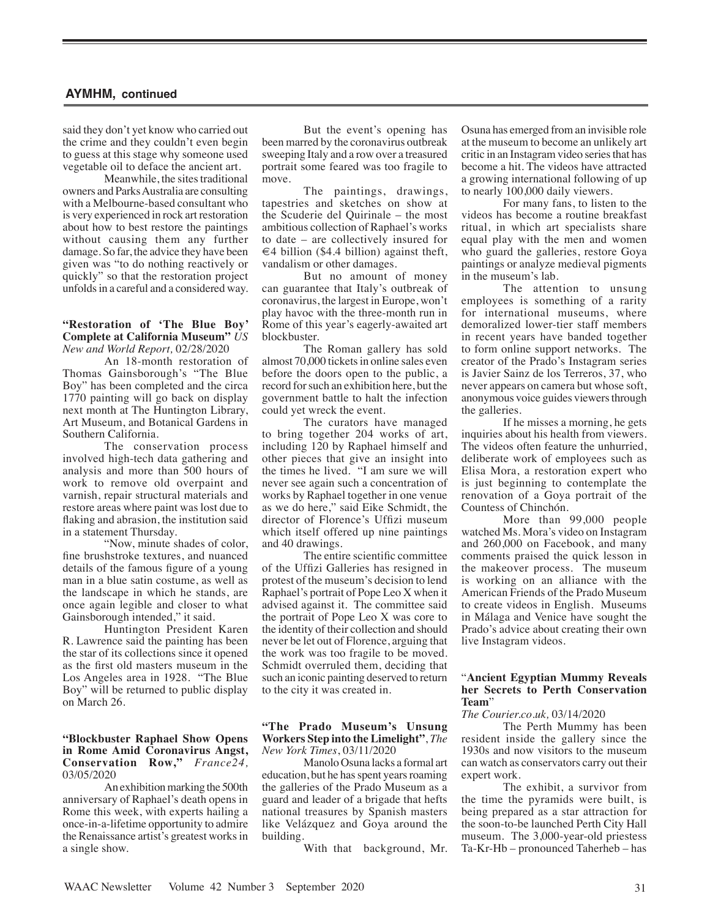said they don't yet know who carried out the crime and they couldn't even begin to guess at this stage why someone used vegetable oil to deface the ancient art.

Meanwhile, the sites traditional owners and Parks Australia are consulting with a Melbourne-based consultant who is very experienced in rock art restoration about how to best restore the paintings without causing them any further damage. So far, the advice they have been given was "to do nothing reactively or quickly" so that the restoration project unfolds in a careful and a considered way.

**"Restoration of 'The Blue Boy' Complete at California Museum"** *US New and World Report,* 02/28/2020

An 18-month restoration of Thomas Gainsborough's "The Blue Boy" has been completed and the circa 1770 painting will go back on display next month at The Huntington Library, Art Museum, and Botanical Gardens in Southern California.

The conservation process involved high-tech data gathering and analysis and more than 500 hours of work to remove old overpaint and varnish, repair structural materials and restore areas where paint was lost due to flaking and abrasion, the institution said in a statement Thursday.

"Now, minute shades of color, fine brushstroke textures, and nuanced details of the famous figure of a young man in a blue satin costume, as well as the landscape in which he stands, are once again legible and closer to what Gainsborough intended," it said.

Huntington President Karen R. Lawrence said the painting has been the star of its collections since it opened as the first old masters museum in the Los Angeles area in 1928. "The Blue Boy" will be returned to public display on March 26.

**"Blockbuster Raphael Show Opens in Rome Amid Coronavirus Angst, Conservation Row,"** *France24,* 03/05/2020

An exhibition marking the 500th anniversary of Raphael's death opens in Rome this week, with experts hailing a once-in-a-lifetime opportunity to admire the Renaissance artist's greatest works in a single show.

But the event's opening has been marred by the coronavirus outbreak sweeping Italy and a row over a treasured portrait some feared was too fragile to move.

The paintings, drawings, tapestries and sketches on show at the Scuderie del Quirinale – the most ambitious collection of Raphael's works to date – are collectively insured for €4 billion ($4.4 billion) against theft, vandalism or other damages.

But no amount of money can guarantee that Italy's outbreak of coronavirus, the largest in Europe, won't play havoc with the three-month run in Rome of this year's eagerly-awaited art blockbuster.

The Roman gallery has sold almost 70,000 tickets in online sales even before the doors open to the public, a record for such an exhibition here, but the government battle to halt the infection could yet wreck the event.

The curators have managed to bring together 204 works of art, including 120 by Raphael himself and other pieces that give an insight into the times he lived. "I am sure we will never see again such a concentration of works by Raphael together in one venue as we do here," said Eike Schmidt, the director of Florence's Uffizi museum which itself offered up nine paintings and 40 drawings.

The entire scientific committee of the Uffizi Galleries has resigned in protest of the museum's decision to lend Raphael's portrait of Pope Leo X when it advised against it. The committee said the portrait of Pope Leo X was core to the identity of their collection and should never be let out of Florence, arguing that the work was too fragile to be moved. Schmidt overruled them, deciding that such an iconic painting deserved to return to the city it was created in.

**"The Prado Museum's Unsung Workers Step into the Limelight"**, *The New York Times*, 03/11/2020

Manolo Osuna lacks a formal art education, but he has spent years roaming the galleries of the Prado Museum as a guard and leader of a brigade that hefts national treasures by Spanish masters like Velázquez and Goya around the building.

With that background, Mr. Osuna has emerged from an invisible role at the museum to become an unlikely art critic in an Instagram video series that has become a hit. The videos have attracted a growing international following of up to nearly 100,000 daily viewers.

For many fans, to listen to the videos has become a routine breakfast ritual, in which art specialists share equal play with the men and women who guard the galleries, restore Goya paintings or analyze medieval pigments in the museum's lab.

The attention to unsung employees is something of a rarity for international museums, where demoralized lower-tier staff members in recent years have banded together to form online support networks. The creator of the Prado's Instagram series is Javier Sainz de los Terreros, 37, who never appears on camera but whose soft, anonymous voice guides viewers through the galleries.

If he misses a morning, he gets inquiries about his health from viewers. The videos often feature the unhurried, deliberate work of employees such as Elisa Mora, a restoration expert who is just beginning to contemplate the renovation of a Goya portrait of the Countess of Chinchón.

More than 99,000 people watched Ms. Mora's video on Instagram and 260,000 on Facebook, and many comments praised the quick lesson in the makeover process. The museum is working on an alliance with the American Friends of the Prado Museum to create videos in English. Museums in Málaga and Venice have sought the Prado's advice about creating their own live Instagram videos.

"**Ancient Egyptian Mummy Reveals her Secrets to Perth Conservation Team**"
*The Courier.co.uk,* 03/14/2020

The Perth Mummy has been resident inside the gallery since the 1930s and now visitors to the museum can watch as conservators carry out their expert work.

The exhibit, a survivor from the time the pyramids were built, is being prepared as a star attraction for the soon-to-be launched Perth City Hall museum. The 3,000-year-old priestess Ta-Kr-Hb – pronounced Taherheb – has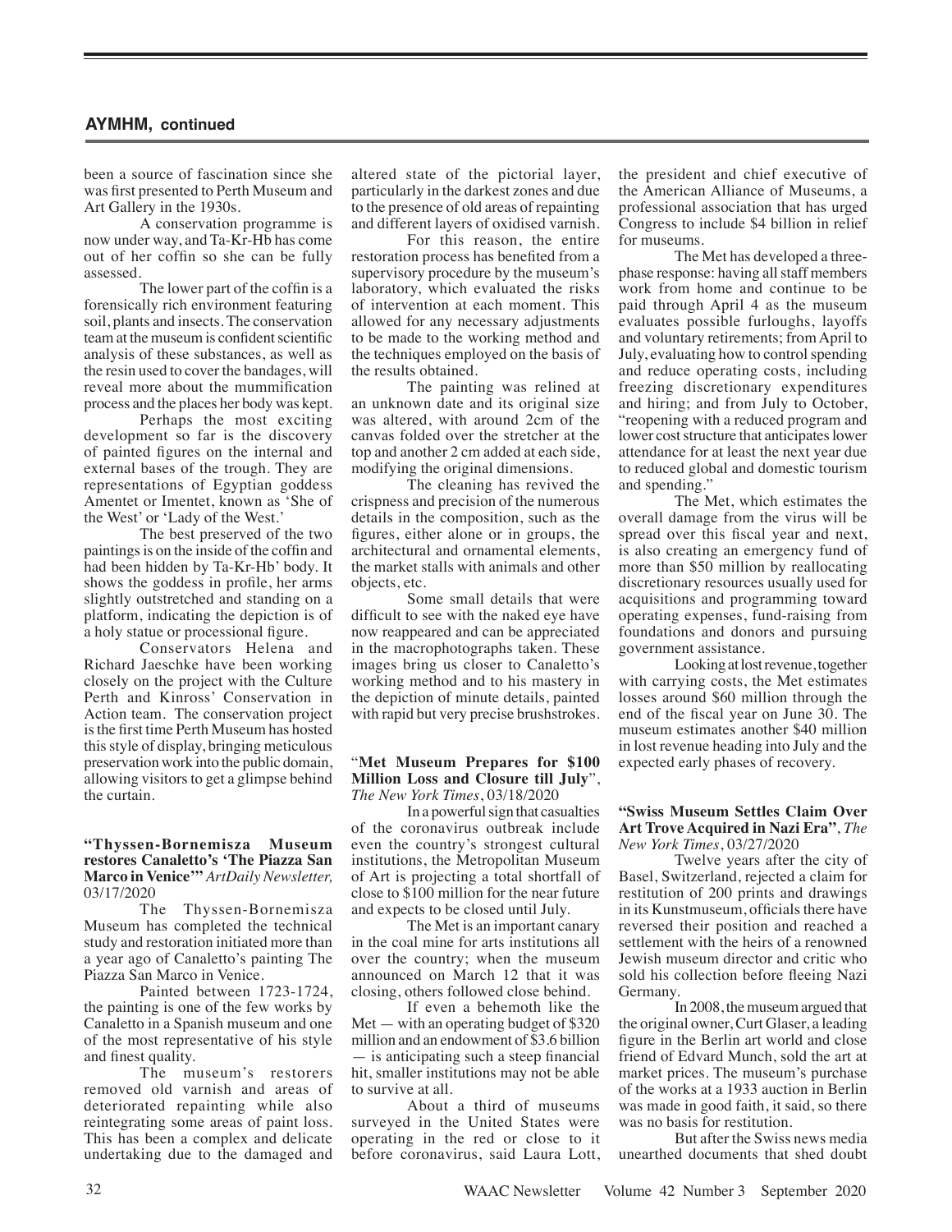## AYMHM, continued

been a source of fascination since she was first presented to Perth Museum and Art Gallery in the 1930s.

A conservation programme is now under way, and Ta-Kr-Hb has come out of her coffin so she can be fully assessed.

The lower part of the coffin is a forensically rich environment featuring soil, plants and insects. The conservation team at the museum is confident scientific analysis of these substances, as well as the resin used to cover the bandages, will reveal more about the mummification process and the places her body was kept.

Perhaps the most exciting development so far is the discovery of painted figures on the internal and external bases of the trough. They are representations of Egyptian goddess Amentet or Imentet, known as 'She of the West' or 'Lady of the West.'

The best preserved of the two paintings is on the inside of the coffin and had been hidden by Ta-Kr-Hb' body. It shows the goddess in profile, her arms slightly outstretched and standing on a platform, indicating the depiction is of a holy statue or processional figure.

Conservators Helena and Richard Jaeschke have been working closely on the project with the Culture Perth and Kinross' Conservation in Action team. The conservation project is the first time Perth Museum has hosted this style of display, bringing meticulous preservation work into the public domain, allowing visitors to get a glimpse behind the curtain.

**"Thyssen-Bornemisza Museum restores Canaletto's 'The Piazza San Marco in Venice'"** *ArtDaily Newsletter,* 03/17/2020

The Thyssen-Bornemisza Museum has completed the technical study and restoration initiated more than a year ago of Canaletto's painting The Piazza San Marco in Venice.

Painted between 1723-1724, the painting is one of the few works by Canaletto in a Spanish museum and one of the most representative of his style and finest quality.

The museum's restorers removed old varnish and areas of deteriorated repainting while also reintegrating some areas of paint loss. This has been a complex and delicate undertaking due to the damaged and altered state of the pictorial layer, particularly in the darkest zones and due to the presence of old areas of repainting and different layers of oxidised varnish.

For this reason, the entire restoration process has benefited from a supervisory procedure by the museum's laboratory, which evaluated the risks of intervention at each moment. This allowed for any necessary adjustments to be made to the working method and the techniques employed on the basis of the results obtained.

The painting was relined at an unknown date and its original size was altered, with around 2cm of the canvas folded over the stretcher at the top and another 2 cm added at each side, modifying the original dimensions.

The cleaning has revived the crispness and precision of the numerous details in the composition, such as the figures, either alone or in groups, the architectural and ornamental elements, the market stalls with animals and other objects, etc.

Some small details that were difficult to see with the naked eye have now reappeared and can be appreciated in the macrophotographs taken. These images bring us closer to Canaletto's working method and to his mastery in the depiction of minute details, painted with rapid but very precise brushstrokes.

"**Met Museum Prepares for $100 Million Loss and Closure till July**", *The New York Times*, 03/18/2020

In a powerful sign that casualties of the coronavirus outbreak include even the country's strongest cultural institutions, the Metropolitan Museum of Art is projecting a total shortfall of close to $100 million for the near future and expects to be closed until July.

The Met is an important canary in the coal mine for arts institutions all over the country; when the museum announced on March 12 that it was closing, others followed close behind.

If even a behemoth like the Met — with an operating budget of $320 million and an endowment of $3.6 billion — is anticipating such a steep financial hit, smaller institutions may not be able to survive at all.

About a third of museums surveyed in the United States were operating in the red or close to it before coronavirus, said Laura Lott, the president and chief executive of the American Alliance of Museums, a professional association that has urged Congress to include $4 billion in relief for museums.

The Met has developed a three-phase response: having all staff members work from home and continue to be paid through April 4 as the museum evaluates possible furloughs, layoffs and voluntary retirements; from April to July, evaluating how to control spending and reduce operating costs, including freezing discretionary expenditures and hiring; and from July to October, "reopening with a reduced program and lower cost structure that anticipates lower attendance for at least the next year due to reduced global and domestic tourism and spending."

The Met, which estimates the overall damage from the virus will be spread over this fiscal year and next, is also creating an emergency fund of more than $50 million by reallocating discretionary resources usually used for acquisitions and programming toward operating expenses, fund-raising from foundations and donors and pursuing government assistance.

Looking at lost revenue, together with carrying costs, the Met estimates losses around $60 million through the end of the fiscal year on June 30. The museum estimates another $40 million in lost revenue heading into July and the expected early phases of recovery.

**"Swiss Museum Settles Claim Over Art Trove Acquired in Nazi Era"**, *The New York Times*, 03/27/2020

Twelve years after the city of Basel, Switzerland, rejected a claim for restitution of 200 prints and drawings in its Kunstmuseum, officials there have reversed their position and reached a settlement with the heirs of a renowned Jewish museum director and critic who sold his collection before fleeing Nazi Germany.

In 2008, the museum argued that the original owner, Curt Glaser, a leading figure in the Berlin art world and close friend of Edvard Munch, sold the art at market prices. The museum's purchase of the works at a 1933 auction in Berlin was made in good faith, it said, so there was no basis for restitution.

But after the Swiss news media unearthed documents that shed doubt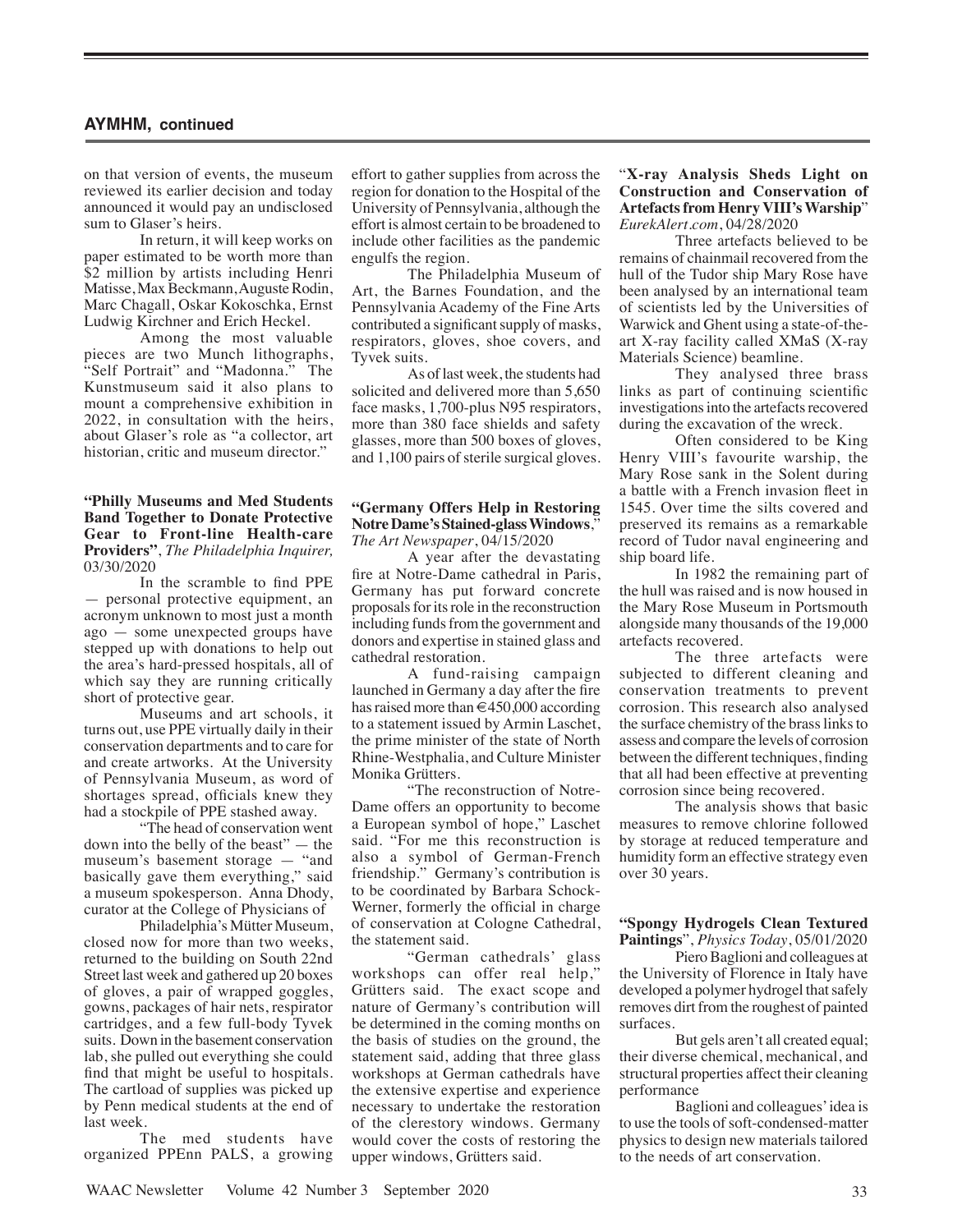## AYMHM, continued

on that version of events, the museum reviewed its earlier decision and today announced it would pay an undisclosed sum to Glaser's heirs.

In return, it will keep works on paper estimated to be worth more than $2 million by artists including Henri Matisse, Max Beckmann, Auguste Rodin, Marc Chagall, Oskar Kokoschka, Ernst Ludwig Kirchner and Erich Heckel.

Among the most valuable pieces are two Munch lithographs, "Self Portrait" and "Madonna." The Kunstmuseum said it also plans to mount a comprehensive exhibition in 2022, in consultation with the heirs, about Glaser's role as "a collector, art historian, critic and museum director."

**"Philly Museums and Med Students Band Together to Donate Protective Gear to Front-line Health-care Providers"**, *The Philadelphia Inquirer,* 03/30/2020

In the scramble to find PPE — personal protective equipment, an acronym unknown to most just a month ago — some unexpected groups have stepped up with donations to help out the area's hard-pressed hospitals, all of which say they are running critically short of protective gear.

Museums and art schools, it turns out, use PPE virtually daily in their conservation departments and to care for and create artworks. At the University of Pennsylvania Museum, as word of shortages spread, officials knew they had a stockpile of PPE stashed away.

"The head of conservation went down into the belly of the beast" — the museum's basement storage — "and basically gave them everything," said a museum spokesperson. Anna Dhody, curator at the College of Physicians of Philadelphia's Mütter Museum, closed now for more than two weeks, returned to the building on South 22nd Street last week and gathered up 20 boxes of gloves, a pair of wrapped goggles, gowns, packages of hair nets, respirator cartridges, and a few full-body Tyvek suits. Down in the basement conservation lab, she pulled out everything she could find that might be useful to hospitals. The cartload of supplies was picked up by Penn medical students at the end of last week.

The med students have organized PPEnn PALS, a growing effort to gather supplies from across the region for donation to the Hospital of the University of Pennsylvania, although the effort is almost certain to be broadened to include other facilities as the pandemic engulfs the region.

The Philadelphia Museum of Art, the Barnes Foundation, and the Pennsylvania Academy of the Fine Arts contributed a significant supply of masks, respirators, gloves, shoe covers, and Tyvek suits.

As of last week, the students had solicited and delivered more than 5,650 face masks, 1,700-plus N95 respirators, more than 380 face shields and safety glasses, more than 500 boxes of gloves, and 1,100 pairs of sterile surgical gloves.

**"Germany Offers Help in Restoring Notre Dame's Stained-glass Windows**," *The Art Newspaper*, 04/15/2020

A year after the devastating fire at Notre-Dame cathedral in Paris, Germany has put forward concrete proposals for its role in the reconstruction including funds from the government and donors and expertise in stained glass and cathedral restoration.

A fund-raising campaign launched in Germany a day after the fire has raised more than €450,000 according to a statement issued by Armin Laschet, the prime minister of the state of North Rhine-Westphalia, and Culture Minister Monika Grütters.

"The reconstruction of Notre-Dame offers an opportunity to become a European symbol of hope," Laschet said. "For me this reconstruction is also a symbol of German-French friendship." Germany's contribution is to be coordinated by Barbara Schock-Werner, formerly the official in charge of conservation at Cologne Cathedral, the statement said.

"German cathedrals' glass workshops can offer real help," Grütters said. The exact scope and nature of Germany's contribution will be determined in the coming months on the basis of studies on the ground, the statement said, adding that three glass workshops at German cathedrals have the extensive expertise and experience necessary to undertake the restoration of the clerestory windows. Germany would cover the costs of restoring the upper windows, Grütters said.

"**X-ray Analysis Sheds Light on Construction and Conservation of Artefacts from Henry VIII's Warship**" *EurekAlert.com*, 04/28/2020

Three artefacts believed to be remains of chainmail recovered from the hull of the Tudor ship Mary Rose have been analysed by an international team of scientists led by the Universities of Warwick and Ghent using a state-of-the-art X-ray facility called XMaS (X-ray Materials Science) beamline.

They analysed three brass links as part of continuing scientific investigations into the artefacts recovered during the excavation of the wreck.

Often considered to be King Henry VIII's favourite warship, the Mary Rose sank in the Solent during a battle with a French invasion fleet in 1545. Over time the silts covered and preserved its remains as a remarkable record of Tudor naval engineering and ship board life.

In 1982 the remaining part of the hull was raised and is now housed in the Mary Rose Museum in Portsmouth alongside many thousands of the 19,000 artefacts recovered.

The three artefacts were subjected to different cleaning and conservation treatments to prevent corrosion. This research also analysed the surface chemistry of the brass links to assess and compare the levels of corrosion between the different techniques, finding that all had been effective at preventing corrosion since being recovered.

The analysis shows that basic measures to remove chlorine followed by storage at reduced temperature and humidity form an effective strategy even over 30 years.

**"Spongy Hydrogels Clean Textured Paintings**", *Physics Today*, 05/01/2020

Piero Baglioni and colleagues at the University of Florence in Italy have developed a polymer hydrogel that safely removes dirt from the roughest of painted surfaces.

But gels aren't all created equal; their diverse chemical, mechanical, and structural properties affect their cleaning performance

Baglioni and colleagues' idea is to use the tools of soft-condensed-matter physics to design new materials tailored to the needs of art conservation.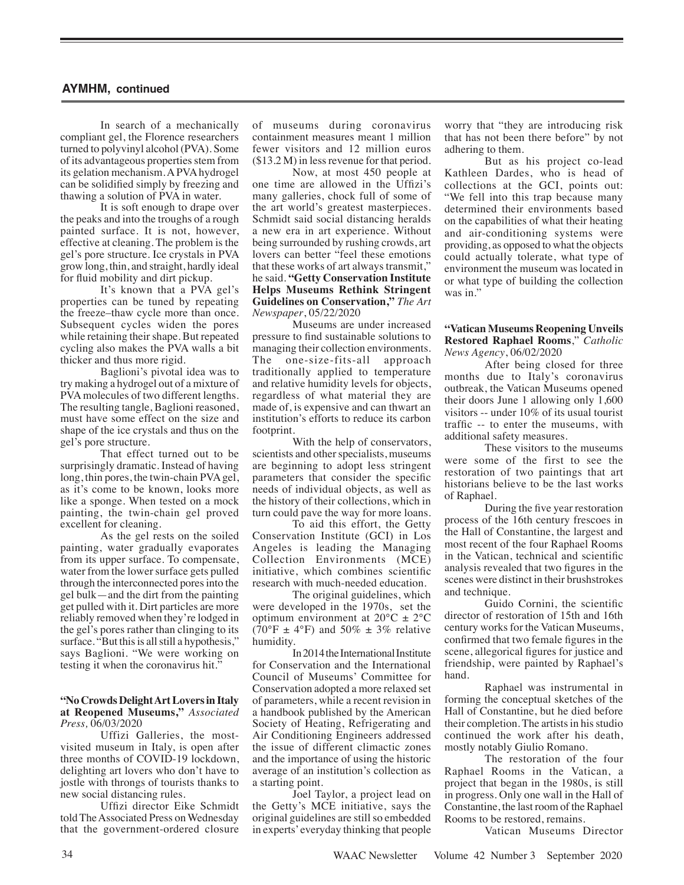## AYMHM, continued

In search of a mechanically compliant gel, the Florence researchers turned to polyvinyl alcohol (PVA). Some of its advantageous properties stem from its gelation mechanism. A PVA hydrogel can be solidified simply by freezing and thawing a solution of PVA in water.

It is soft enough to drape over the peaks and into the troughs of a rough painted surface. It is not, however, effective at cleaning. The problem is the gel's pore structure. Ice crystals in PVA grow long, thin, and straight, hardly ideal for fluid mobility and dirt pickup.

It's known that a PVA gel's properties can be tuned by repeating the freeze–thaw cycle more than once. Subsequent cycles widen the pores while retaining their shape. But repeated cycling also makes the PVA walls a bit thicker and thus more rigid.

Baglioni's pivotal idea was to try making a hydrogel out of a mixture of PVA molecules of two different lengths. The resulting tangle, Baglioni reasoned, must have some effect on the size and shape of the ice crystals and thus on the gel's pore structure.

That effect turned out to be surprisingly dramatic. Instead of having long, thin pores, the twin-chain PVA gel, as it's come to be known, looks more like a sponge. When tested on a mock painting, the twin-chain gel proved excellent for cleaning.

As the gel rests on the soiled painting, water gradually evaporates from its upper surface. To compensate, water from the lower surface gets pulled through the interconnected pores into the gel bulk—and the dirt from the painting get pulled with it. Dirt particles are more reliably removed when they're lodged in the gel's pores rather than clinging to its surface. "But this is all still a hypothesis," says Baglioni. "We were working on testing it when the coronavirus hit."

**"No Crowds Delight Art Lovers in Italy at Reopened Museums,"** *Associated Press,* 06/03/2020

Uffizi Galleries, the most-visited museum in Italy, is open after three months of COVID-19 lockdown, delighting art lovers who don't have to jostle with throngs of tourists thanks to new social distancing rules.

Uffizi director Eike Schmidt told The Associated Press on Wednesday that the government-ordered closure of museums during coronavirus containment measures meant 1 million fewer visitors and 12 million euros ($13.2 M) in less revenue for that period.

Now, at most 450 people at one time are allowed in the Uffizi's many galleries, chock full of some of the art world's greatest masterpieces. Schmidt said social distancing heralds a new era in art experience. Without being surrounded by rushing crowds, art lovers can better "feel these emotions that these works of art always transmit," he said.

**"Getty Conservation Institute Helps Museums Rethink Stringent Guidelines on Conservation,"** *The Art Newspaper*, 05/22/2020

Museums are under increased pressure to find sustainable solutions to managing their collection environments. The one-size-fits-all approach traditionally applied to temperature and relative humidity levels for objects, regardless of what material they are made of, is expensive and can thwart an institution's efforts to reduce its carbon footprint.

With the help of conservators, scientists and other specialists, museums are beginning to adopt less stringent parameters that consider the specific needs of individual objects, as well as the history of their collections, which in turn could pave the way for more loans.

To aid this effort, the Getty Conservation Institute (GCI) in Los Angeles is leading the Managing Collection Environments (MCE) initiative, which combines scientific research with much-needed education.

The original guidelines, which were developed in the 1970s, set the optimum environment at 20°C ± 2°C (70°F ± 4°F) and 50% ± 3% relative humidity.

In 2014 the International Institute for Conservation and the International Council of Museums' Committee for Conservation adopted a more relaxed set of parameters, while a recent revision in a handbook published by the American Society of Heating, Refrigerating and Air Conditioning Engineers addressed the issue of different climactic zones and the importance of using the historic average of an institution's collection as a starting point.

Joel Taylor, a project lead on the Getty's MCE initiative, says the original guidelines are still so embedded in experts' everyday thinking that people worry that "they are introducing risk that has not been there before" by not adhering to them.

But as his project co-lead Kathleen Dardes, who is head of collections at the GCI, points out: "We fell into this trap because many determined their environments based on the capabilities of what their heating and air-conditioning systems were providing, as opposed to what the objects could actually tolerate, what type of environment the museum was located in or what type of building the collection was in."

**"Vatican Museums Reopening Unveils Restored Raphael Rooms**," *Catholic News Agency*, 06/02/2020

After being closed for three months due to Italy's coronavirus outbreak, the Vatican Museums opened their doors June 1 allowing only 1,600 visitors -- under 10% of its usual tourist traffic -- to enter the museums, with additional safety measures.

These visitors to the museums were some of the first to see the restoration of two paintings that art historians believe to be the last works of Raphael.

During the five year restoration process of the 16th century frescoes in the Hall of Constantine, the largest and most recent of the four Raphael Rooms in the Vatican, technical and scientific analysis revealed that two figures in the scenes were distinct in their brushstrokes and technique.

Guido Cornini, the scientific director of restoration of 15th and 16th century works for the Vatican Museums, confirmed that two female figures in the scene, allegorical figures for justice and friendship, were painted by Raphael's hand.

Raphael was instrumental in forming the conceptual sketches of the Hall of Constantine, but he died before their completion. The artists in his studio continued the work after his death, mostly notably Giulio Romano.

The restoration of the four Raphael Rooms in the Vatican, a project that began in the 1980s, is still in progress. Only one wall in the Hall of Constantine, the last room of the Raphael Rooms to be restored, remains.

Vatican Museums Director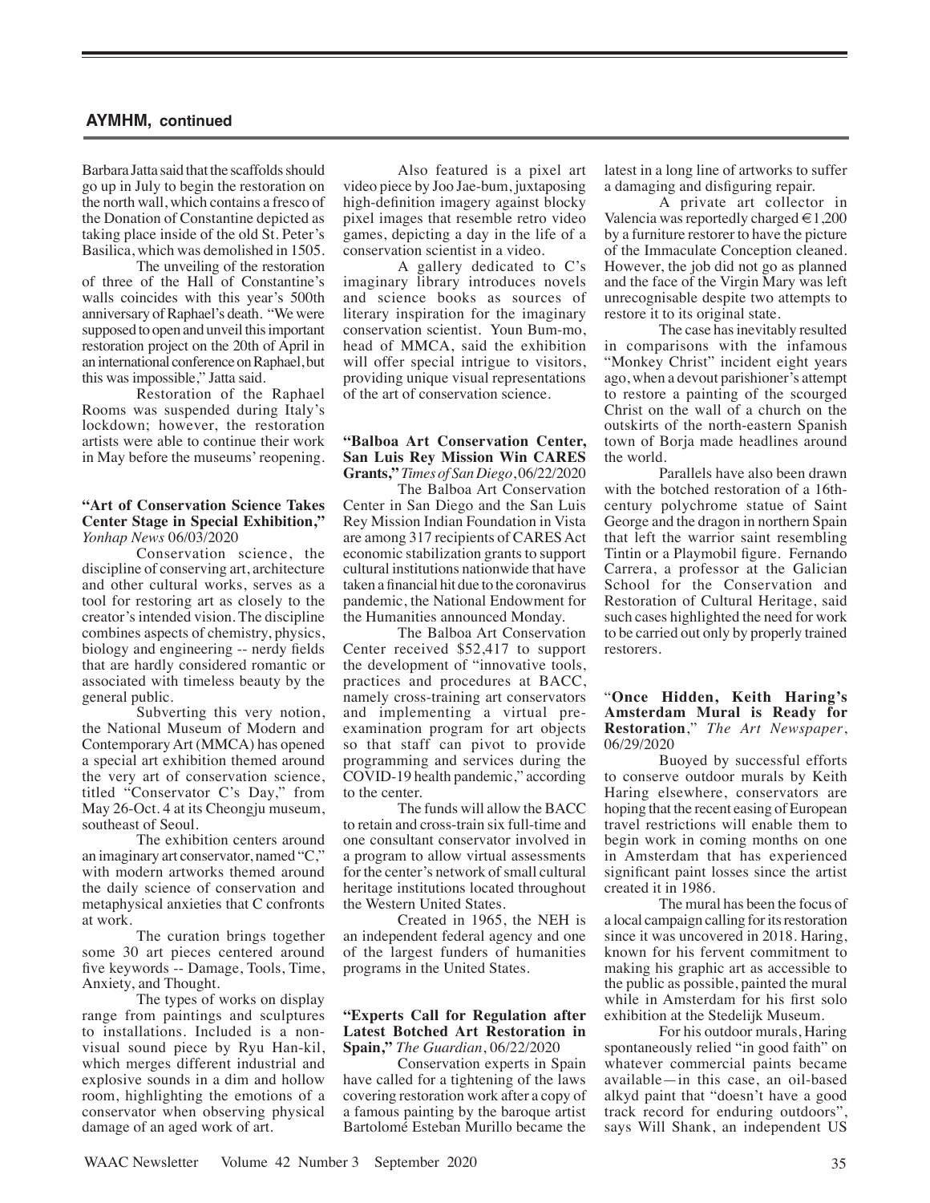## AYMHM, continued

Barbara Jatta said that the scaffolds should go up in July to begin the restoration on the north wall, which contains a fresco of the Donation of Constantine depicted as taking place inside of the old St. Peter's Basilica, which was demolished in 1505.

The unveiling of the restoration of three of the Hall of Constantine's walls coincides with this year's 500th anniversary of Raphael's death. "We were supposed to open and unveil this important restoration project on the 20th of April in an international conference on Raphael, but this was impossible," Jatta said.

Restoration of the Raphael Rooms was suspended during Italy's lockdown; however, the restoration artists were able to continue their work in May before the museums' reopening.

**"Art of Conservation Science Takes Center Stage in Special Exhibition,"** *Yonhap News* 06/03/2020

Conservation science, the discipline of conserving art, architecture and other cultural works, serves as a tool for restoring art as closely to the creator's intended vision. The discipline combines aspects of chemistry, physics, biology and engineering -- nerdy fields that are hardly considered romantic or associated with timeless beauty by the general public.

Subverting this very notion, the National Museum of Modern and Contemporary Art (MMCA) has opened a special art exhibition themed around the very art of conservation science, titled "Conservator C's Day," from May 26-Oct. 4 at its Cheongju museum, southeast of Seoul.

The exhibition centers around an imaginary art conservator, named "C," with modern artworks themed around the daily science of conservation and metaphysical anxieties that C confronts at work.

The curation brings together some 30 art pieces centered around five keywords -- Damage, Tools, Time, Anxiety, and Thought.

The types of works on display range from paintings and sculptures to installations. Included is a non-visual sound piece by Ryu Han-kil, which merges different industrial and explosive sounds in a dim and hollow room, highlighting the emotions of a conservator when observing physical damage of an aged work of art.

Also featured is a pixel art video piece by Joo Jae-bum, juxtaposing high-definition imagery against blocky pixel images that resemble retro video games, depicting a day in the life of a conservation scientist in a video.

A gallery dedicated to C's imaginary library introduces novels and science books as sources of literary inspiration for the imaginary conservation scientist. Youn Bum-mo, head of MMCA, said the exhibition will offer special intrigue to visitors, providing unique visual representations of the art of conservation science.

**"Balboa Art Conservation Center, San Luis Rey Mission Win CARES Grants,"** *Times of San Diego*, 06/22/2020

The Balboa Art Conservation Center in San Diego and the San Luis Rey Mission Indian Foundation in Vista are among 317 recipients of CARES Act economic stabilization grants to support cultural institutions nationwide that have taken a financial hit due to the coronavirus pandemic, the National Endowment for the Humanities announced Monday.

The Balboa Art Conservation Center received $52,417 to support the development of "innovative tools, practices and procedures at BACC, namely cross-training art conservators and implementing a virtual pre-examination program for art objects so that staff can pivot to provide programming and services during the COVID-19 health pandemic," according to the center.

The funds will allow the BACC to retain and cross-train six full-time and one consultant conservator involved in a program to allow virtual assessments for the center's network of small cultural heritage institutions located throughout the Western United States.

Created in 1965, the NEH is an independent federal agency and one of the largest funders of humanities programs in the United States.

**"Experts Call for Regulation after Latest Botched Art Restoration in Spain,"** *The Guardian*, 06/22/2020

Conservation experts in Spain have called for a tightening of the laws covering restoration work after a copy of a famous painting by the baroque artist Bartolomé Esteban Murillo became the latest in a long line of artworks to suffer a damaging and disfiguring repair.

A private art collector in Valencia was reportedly charged €1,200 by a furniture restorer to have the picture of the Immaculate Conception cleaned. However, the job did not go as planned and the face of the Virgin Mary was left unrecognisable despite two attempts to restore it to its original state.

The case has inevitably resulted in comparisons with the infamous "Monkey Christ" incident eight years ago, when a devout parishioner's attempt to restore a painting of the scourged Christ on the wall of a church on the outskirts of the north-eastern Spanish town of Borja made headlines around the world.

Parallels have also been drawn with the botched restoration of a 16th-century polychrome statue of Saint George and the dragon in northern Spain that left the warrior saint resembling Tintin or a Playmobil figure. Fernando Carrera, a professor at the Galician School for the Conservation and Restoration of Cultural Heritage, said such cases highlighted the need for work to be carried out only by properly trained restorers.

"**Once Hidden, Keith Haring's Amsterdam Mural is Ready for Restoration**," *The Art Newspaper*, 06/29/2020

Buoyed by successful efforts to conserve outdoor murals by Keith Haring elsewhere, conservators are hoping that the recent easing of European travel restrictions will enable them to begin work in coming months on one in Amsterdam that has experienced significant paint losses since the artist created it in 1986.

The mural has been the focus of a local campaign calling for its restoration since it was uncovered in 2018. Haring, known for his fervent commitment to making his graphic art as accessible to the public as possible, painted the mural while in Amsterdam for his first solo exhibition at the Stedelijk Museum.

For his outdoor murals, Haring spontaneously relied "in good faith" on whatever commercial paints became available—in this case, an oil-based alkyd paint that "doesn't have a good track record for enduring outdoors", says Will Shank, an independent US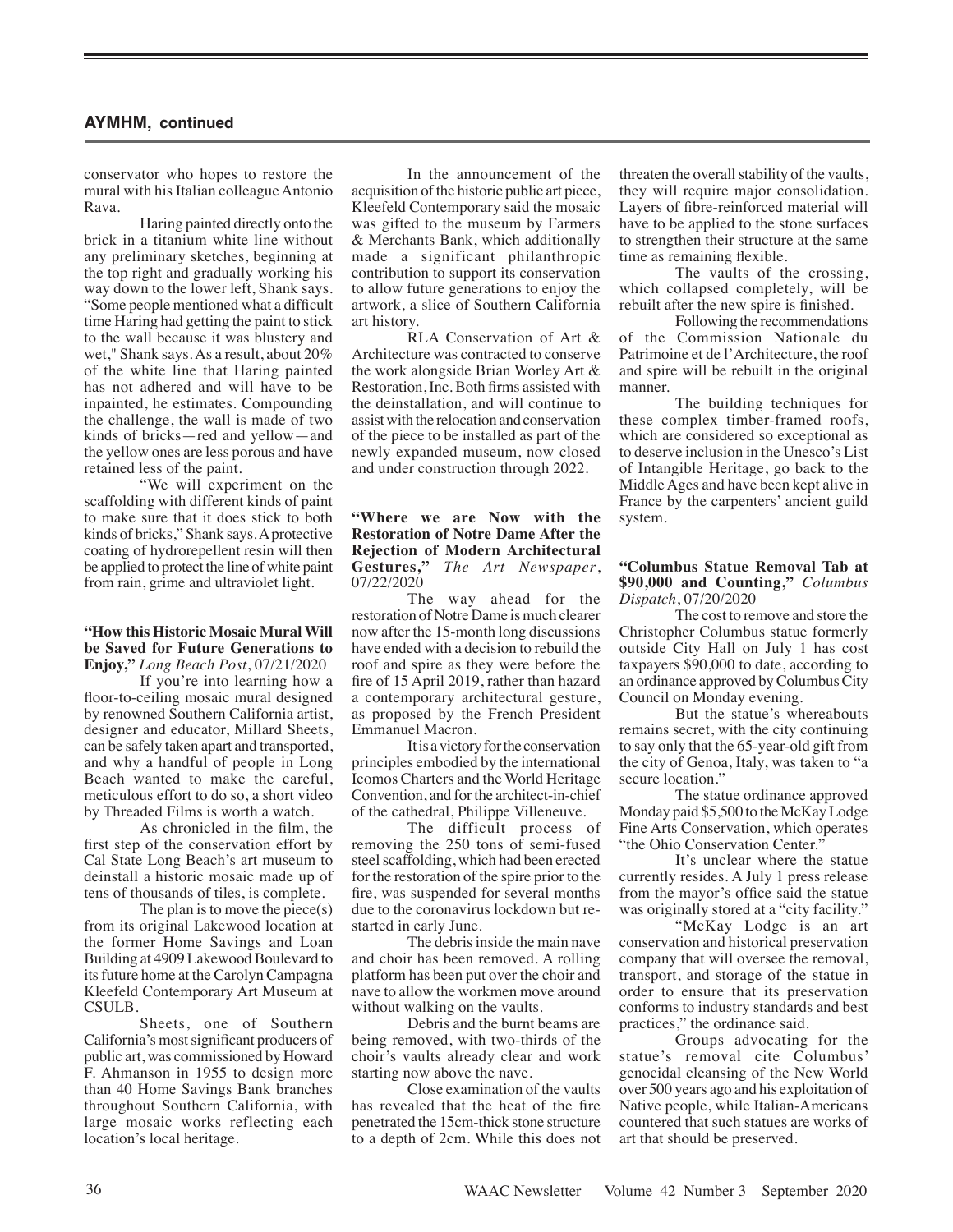## AYMHM, continued

conservator who hopes to restore the mural with his Italian colleague Antonio Rava.

Haring painted directly onto the brick in a titanium white line without any preliminary sketches, beginning at the top right and gradually working his way down to the lower left, Shank says. "Some people mentioned what a difficult time Haring had getting the paint to stick to the wall because it was blustery and wet," Shank says. As a result, about 20% of the white line that Haring painted has not adhered and will have to be inpainted, he estimates. Compounding the challenge, the wall is made of two kinds of bricks—red and yellow—and the yellow ones are less porous and have retained less of the paint.

"We will experiment on the scaffolding with different kinds of paint to make sure that it does stick to both kinds of bricks," Shank says. A protective coating of hydrorepellent resin will then be applied to protect the line of white paint from rain, grime and ultraviolet light.

**"How this Historic Mosaic Mural Will be Saved for Future Generations to Enjoy,"** *Long Beach Post*, 07/21/2020

If you're into learning how a floor-to-ceiling mosaic mural designed by renowned Southern California artist, designer and educator, Millard Sheets, can be safely taken apart and transported, and why a handful of people in Long Beach wanted to make the careful, meticulous effort to do so, a short video by Threaded Films is worth a watch.

As chronicled in the film, the first step of the conservation effort by Cal State Long Beach's art museum to deinstall a historic mosaic made up of tens of thousands of tiles, is complete.

The plan is to move the piece(s) from its original Lakewood location at the former Home Savings and Loan Building at 4909 Lakewood Boulevard to its future home at the Carolyn Campagna Kleefeld Contemporary Art Museum at CSULB.

Sheets, one of Southern California's most significant producers of public art, was commissioned by Howard F. Ahmanson in 1955 to design more than 40 Home Savings Bank branches throughout Southern California, with large mosaic works reflecting each location's local heritage.

In the announcement of the acquisition of the historic public art piece, Kleefeld Contemporary said the mosaic was gifted to the museum by Farmers & Merchants Bank, which additionally made a significant philanthropic contribution to support its conservation to allow future generations to enjoy the artwork, a slice of Southern California art history.

RLA Conservation of Art & Architecture was contracted to conserve the work alongside Brian Worley Art & Restoration, Inc. Both firms assisted with the deinstallation, and will continue to assist with the relocation and conservation of the piece to be installed as part of the newly expanded museum, now closed and under construction through 2022.

**"Where we are Now with the Restoration of Notre Dame After the Rejection of Modern Architectural Gestures,"** *The Art Newspaper*, 07/22/2020

The way ahead for the restoration of Notre Dame is much clearer now after the 15-month long discussions have ended with a decision to rebuild the roof and spire as they were before the fire of 15 April 2019, rather than hazard a contemporary architectural gesture, as proposed by the French President Emmanuel Macron.

It is a victory for the conservation principles embodied by the international Icomos Charters and the World Heritage Convention, and for the architect-in-chief of the cathedral, Philippe Villeneuve.

The difficult process of removing the 250 tons of semi-fused steel scaffolding, which had been erected for the restoration of the spire prior to the fire, was suspended for several months due to the coronavirus lockdown but re-started in early June.

The debris inside the main nave and choir has been removed. A rolling platform has been put over the choir and nave to allow the workmen move around without walking on the vaults.

Debris and the burnt beams are being removed, with two-thirds of the choir's vaults already clear and work starting now above the nave.

Close examination of the vaults has revealed that the heat of the fire penetrated the 15cm-thick stone structure to a depth of 2cm. While this does not threaten the overall stability of the vaults, they will require major consolidation. Layers of fibre-reinforced material will have to be applied to the stone surfaces to strengthen their structure at the same time as remaining flexible.

The vaults of the crossing, which collapsed completely, will be rebuilt after the new spire is finished.

Following the recommendations of the Commission Nationale du Patrimoine et de l'Architecture, the roof and spire will be rebuilt in the original manner.

The building techniques for these complex timber-framed roofs, which are considered so exceptional as to deserve inclusion in the Unesco's List of Intangible Heritage, go back to the Middle Ages and have been kept alive in France by the carpenters' ancient guild system.

**"Columbus Statue Removal Tab at $90,000 and Counting,"** *Columbus Dispatch*, 07/20/2020

The cost to remove and store the Christopher Columbus statue formerly outside City Hall on July 1 has cost taxpayers $90,000 to date, according to an ordinance approved by Columbus City Council on Monday evening.

But the statue's whereabouts remains secret, with the city continuing to say only that the 65-year-old gift from the city of Genoa, Italy, was taken to "a secure location."

The statue ordinance approved Monday paid $5,500 to the McKay Lodge Fine Arts Conservation, which operates "the Ohio Conservation Center."

It's unclear where the statue currently resides. A July 1 press release from the mayor's office said the statue was originally stored at a "city facility."

"McKay Lodge is an art conservation and historical preservation company that will oversee the removal, transport, and storage of the statue in order to ensure that its preservation conforms to industry standards and best practices," the ordinance said.

Groups advocating for the statue's removal cite Columbus' genocidal cleansing of the New World over 500 years ago and his exploitation of Native people, while Italian-Americans countered that such statues are works of art that should be preserved.